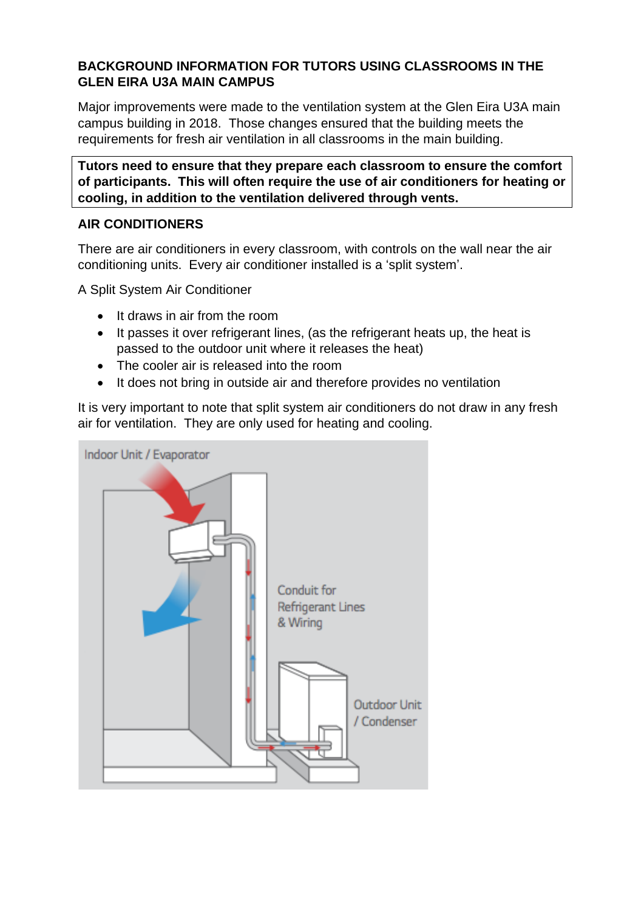## BACKGROUND INFORMATION FOR TUTORS USING CLASSROOMS IN THE GLEN EIRA U3A MAIN CAMPUS

Major improvements were made to the ventilation system at the Glen Eira U3A main campus building in 2018. Those changes ensured that the building meets the requirements for fresh air ventilation in all classrooms in the main building.

**Tutors need to ensure that they prepare each classroom to ensure the comfort of participants. This will often require the use of air conditioners for heating or cooling, in addition to the ventilation delivered through vents.**

### AIR CONDITIONERS

There are air conditioners in every classroom, with controls on the wall near the air conditioning units. Every air conditioner installed is a 'split system'.

A Split System Air Conditioner

- It draws in air from the room
- It passes it over refrigerant lines, (as the refrigerant heats up, the heat is passed to the outdoor unit where it releases the heat)
- The cooler air is released into the room
- It does not bring in outside air and therefore provides no ventilation

It is very important to note that split system air conditioners do not draw in any fresh air for ventilation. They are only used for heating and cooling.

Indoor Unit / Evaporator

Conduit for Refrigerant Lines & Wiring

Outdoor Unit / Condenser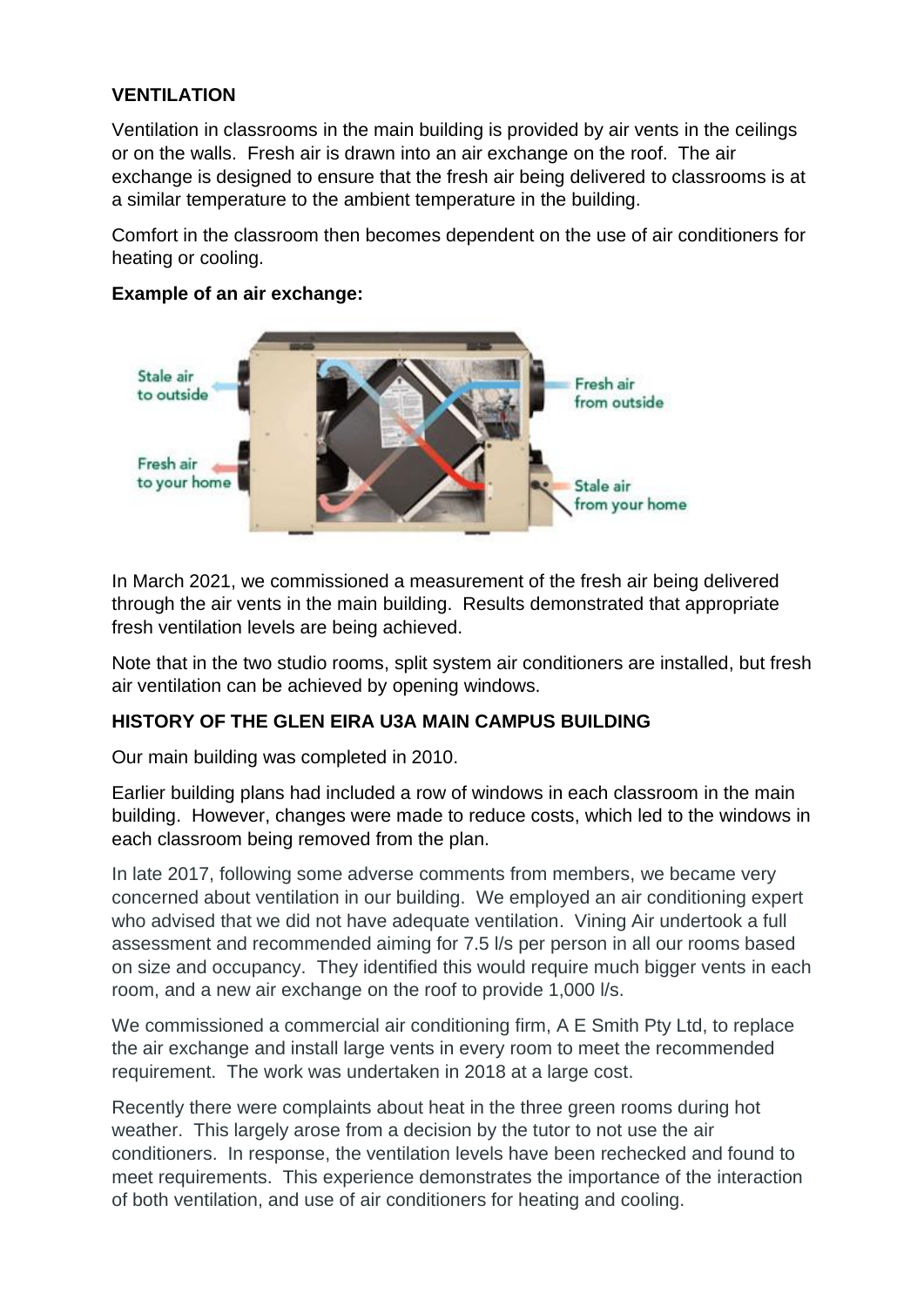**VENTILATION**

Ventilation in classrooms in the main building is provided by air vents in the ceilings or on the walls. Fresh air is drawn into an air exchange on the roof. The air exchange is designed to ensure that the fresh air being delivered to classrooms is at a similar temperature to the ambient temperature in the building.

Comfort in the classroom then becomes dependent on the use of air conditioners for heating or cooling.

**Example of an air exchange:**

Stale air to outside

Fresh air from outside

Fresh air to your home

Stale air from your home

In March 2021, we commissioned a measurement of the fresh air being delivered through the air vents in the main building. Results demonstrated that appropriate fresh ventilation levels are being achieved.

Note that in the two studio rooms, split system air conditioners are installed, but fresh air ventilation can be achieved by opening windows.

**HISTORY OF THE GLEN EIRA U3A MAIN CAMPUS BUILDING**

Our main building was completed in 2010.

Earlier building plans had included a row of windows in each classroom in the main building. However, changes were made to reduce costs, which led to the windows in each classroom being removed from the plan.

In late 2017, following some adverse comments from members, we became very concerned about ventilation in our building. We employed an air conditioning expert who advised that we did not have adequate ventilation. Vining Air undertook a full assessment and recommended aiming for 7.5 l/s per person in all our rooms based on size and occupancy. They identified this would require much bigger vents in each room, and a new air exchange on the roof to provide 1,000 l/s.

We commissioned a commercial air conditioning firm, A E Smith Pty Ltd, to replace the air exchange and install large vents in every room to meet the recommended requirement. The work was undertaken in 2018 at a large cost.

Recently there were complaints about heat in the three green rooms during hot weather. This largely arose from a decision by the tutor to not use the air conditioners. In response, the ventilation levels have been rechecked and found to meet requirements. This experience demonstrates the importance of the interaction of both ventilation, and use of air conditioners for heating and cooling.